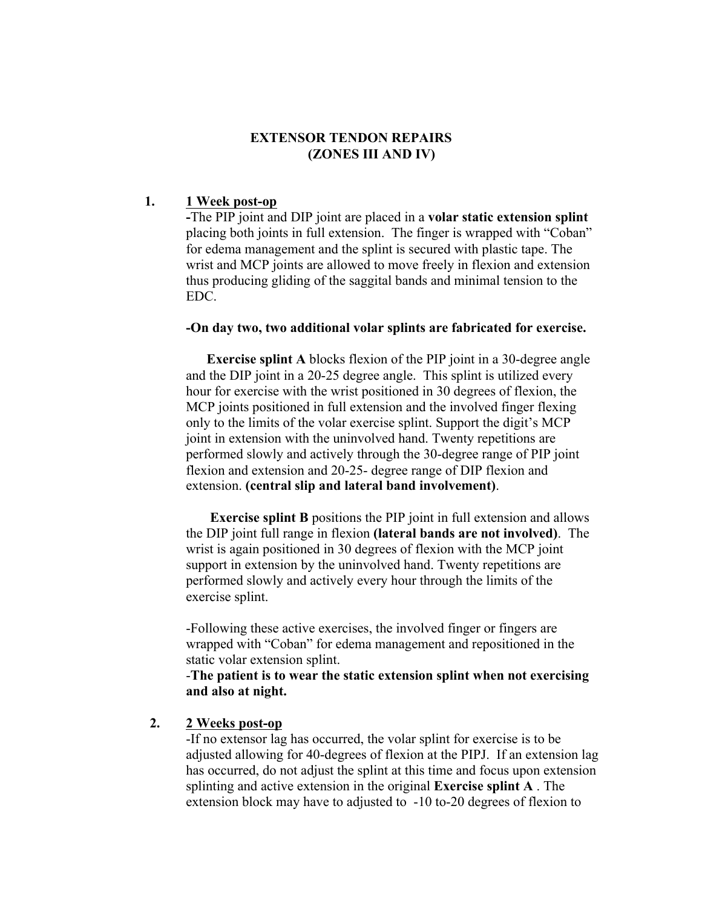# EXTENSOR TENDON REPAIRS
# (ZONES III AND IV)

1. **<u>1 Week post-op</u>**

   **-**The PIP joint and DIP joint are placed in a **volar static extension splint** placing both joints in full extension. The finger is wrapped with "Coban" for edema management and the splint is secured with plastic tape. The wrist and MCP joints are allowed to move freely in flexion and extension thus producing gliding of the saggital bands and minimal tension to the EDC.

   **-On day two, two additional volar splints are fabricated for exercise.**

   **Exercise splint A** blocks flexion of the PIP joint in a 30-degree angle and the DIP joint in a 20-25 degree angle. This splint is utilized every hour for exercise with the wrist positioned in 30 degrees of flexion, the MCP joints positioned in full extension and the involved finger flexing only to the limits of the volar exercise splint. Support the digit's MCP joint in extension with the uninvolved hand. Twenty repetitions are performed slowly and actively through the 30-degree range of PIP joint flexion and extension and 20-25- degree range of DIP flexion and extension. **(central slip and lateral band involvement)**.

   **Exercise splint B** positions the PIP joint in full extension and allows the DIP joint full range in flexion **(lateral bands are not involved)**. The wrist is again positioned in 30 degrees of flexion with the MCP joint support in extension by the uninvolved hand. Twenty repetitions are performed slowly and actively every hour through the limits of the exercise splint.

   -Following these active exercises, the involved finger or fingers are wrapped with "Coban" for edema management and repositioned in the static volar extension splint.

   -**The patient is to wear the static extension splint when not exercising and also at night.**

2. **<u>2 Weeks post-op</u>**

   -If no extensor lag has occurred, the volar splint for exercise is to be adjusted allowing for 40-degrees of flexion at the PIPJ. If an extension lag has occurred, do not adjust the splint at this time and focus upon extension splinting and active extension in the original **Exercise splint A** . The extension block may have to adjusted to -10 to-20 degrees of flexion to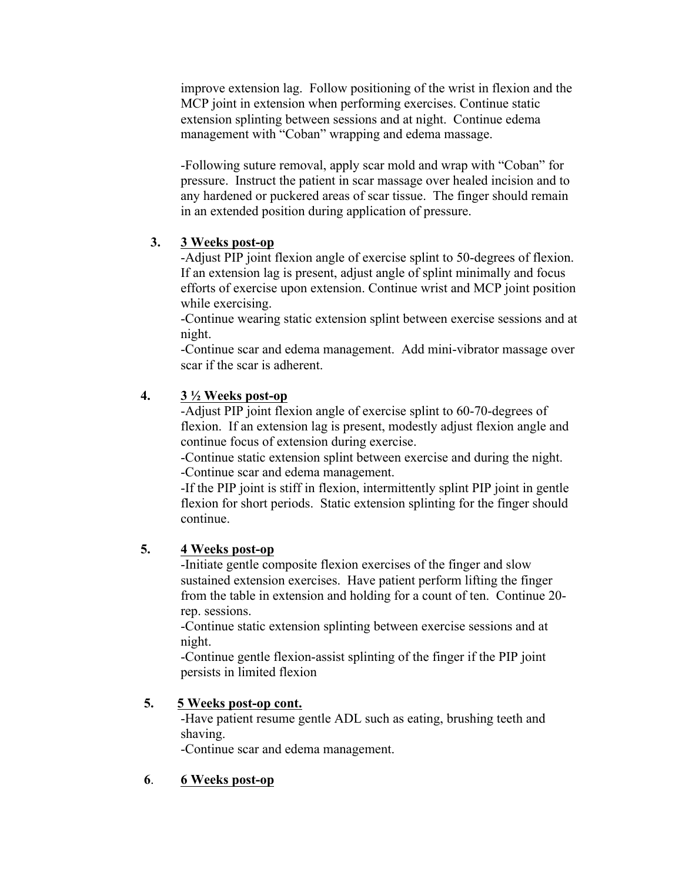improve extension lag. Follow positioning of the wrist in flexion and the MCP joint in extension when performing exercises. Continue static extension splinting between sessions and at night. Continue edema management with "Coban" wrapping and edema massage.

-Following suture removal, apply scar mold and wrap with "Coban" for pressure. Instruct the patient in scar massage over healed incision and to any hardened or puckered areas of scar tissue. The finger should remain in an extended position during application of pressure.

3. **3 Weeks post-op**

   -Adjust PIP joint flexion angle of exercise splint to 50-degrees of flexion. If an extension lag is present, adjust angle of splint minimally and focus efforts of exercise upon extension. Continue wrist and MCP joint position while exercising.
   -Continue wearing static extension splint between exercise sessions and at night.
   -Continue scar and edema management. Add mini-vibrator massage over scar if the scar is adherent.

4. **3 ½ Weeks post-op**

   -Adjust PIP joint flexion angle of exercise splint to 60-70-degrees of flexion. If an extension lag is present, modestly adjust flexion angle and continue focus of extension during exercise.
   -Continue static extension splint between exercise and during the night.
   -Continue scar and edema management.
   -If the PIP joint is stiff in flexion, intermittently splint PIP joint in gentle flexion for short periods. Static extension splinting for the finger should continue.

5. **4 Weeks post-op**

   -Initiate gentle composite flexion exercises of the finger and slow sustained extension exercises. Have patient perform lifting the finger from the table in extension and holding for a count of ten. Continue 20-rep. sessions.
   -Continue static extension splinting between exercise sessions and at night.
   -Continue gentle flexion-assist splinting of the finger if the PIP joint persists in limited flexion

5. **5 Weeks post-op cont.**

   -Have patient resume gentle ADL such as eating, brushing teeth and shaving.
   -Continue scar and edema management.

6. **6 Weeks post-op**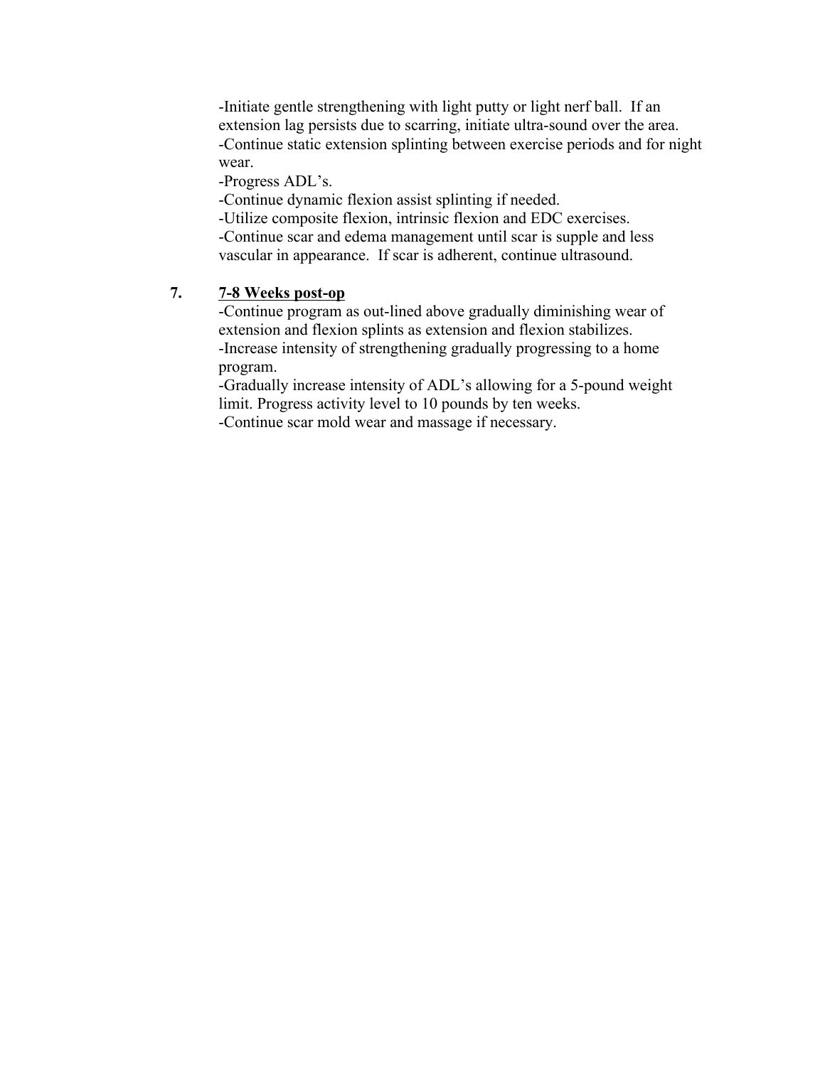-Initiate gentle strengthening with light putty or light nerf ball. If an extension lag persists due to scarring, initiate ultra-sound over the area.
-Continue static extension splinting between exercise periods and for night wear.
-Progress ADL's.
-Continue dynamic flexion assist splinting if needed.
-Utilize composite flexion, intrinsic flexion and EDC exercises.
-Continue scar and edema management until scar is supple and less vascular in appearance. If scar is adherent, continue ultrasound.

**7. <u>7-8 Weeks post-op</u>**

-Continue program as out-lined above gradually diminishing wear of extension and flexion splints as extension and flexion stabilizes.
-Increase intensity of strengthening gradually progressing to a home program.
-Gradually increase intensity of ADL's allowing for a 5-pound weight limit. Progress activity level to 10 pounds by ten weeks.
-Continue scar mold wear and massage if necessary.